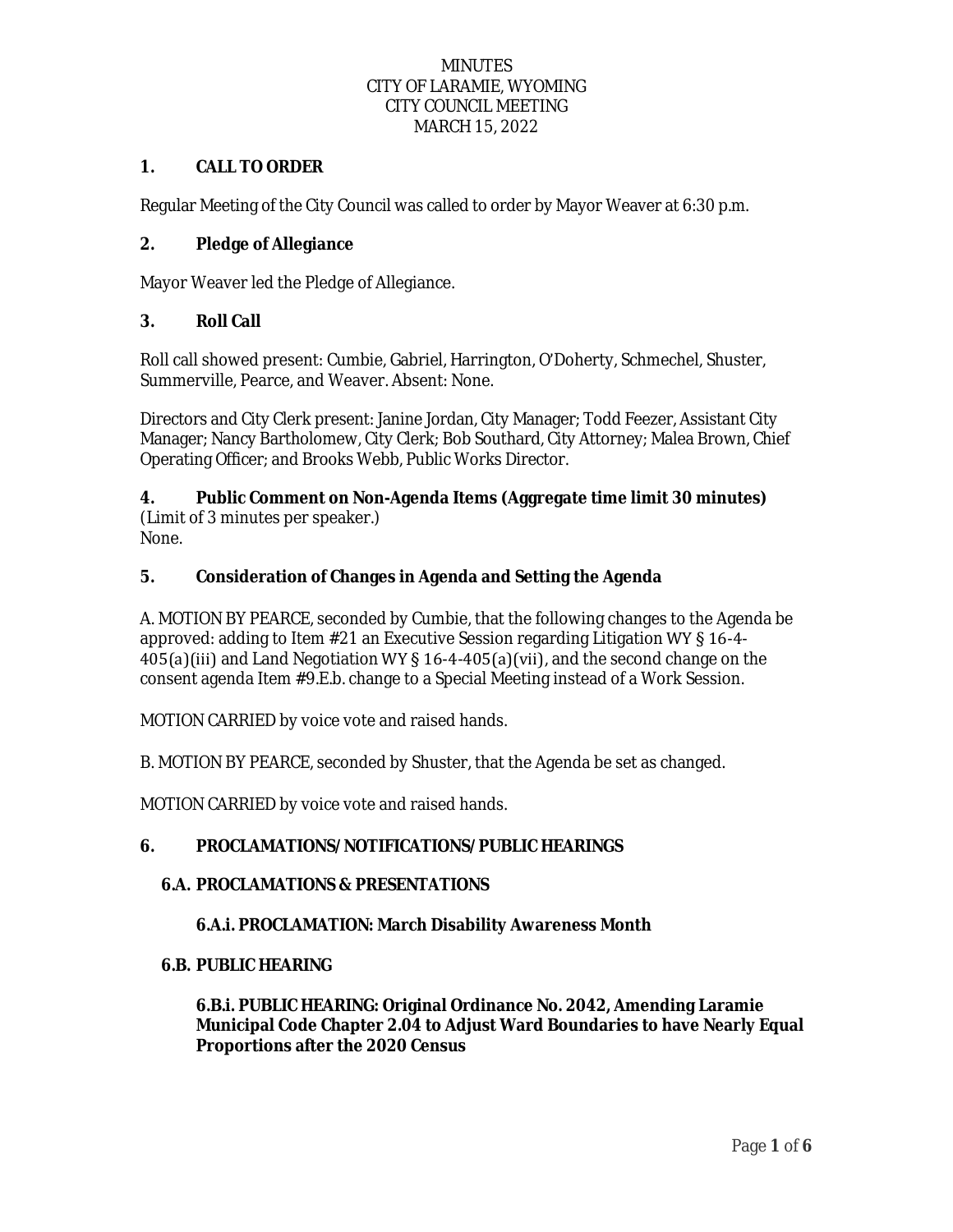MINUTES
CITY OF LARAMIE, WYOMING
CITY COUNCIL MEETING
MARCH 15, 2022

## 1. CALL TO ORDER

Regular Meeting of the City Council was called to order by Mayor Weaver at 6:30 p.m.

## 2. Pledge of Allegiance

Mayor Weaver led the Pledge of Allegiance.

## 3. Roll Call

Roll call showed present: Cumbie, Gabriel, Harrington, O'Doherty, Schmechel, Shuster, Summerville, Pearce, and Weaver. Absent: None.

Directors and City Clerk present: Janine Jordan, City Manager; Todd Feezer, Assistant City Manager; Nancy Bartholomew, City Clerk; Bob Southard, City Attorney; Malea Brown, Chief Operating Officer; and Brooks Webb, Public Works Director.

## 4. Public Comment on Non-Agenda Items (Aggregate time limit 30 minutes)

(Limit of 3 minutes per speaker.)
None.

## 5. Consideration of Changes in Agenda and Setting the Agenda

A. MOTION BY PEARCE, seconded by Cumbie, that the following changes to the Agenda be approved: adding to Item #21 an Executive Session regarding Litigation WY § 16-4-405(a)(iii) and Land Negotiation WY § 16-4-405(a)(vii), and the second change on the consent agenda Item #9.E.b. change to a Special Meeting instead of a Work Session.

MOTION CARRIED by voice vote and raised hands.

B. MOTION BY PEARCE, seconded by Shuster, that the Agenda be set as changed.

MOTION CARRIED by voice vote and raised hands.

## 6. PROCLAMATIONS/NOTIFICATIONS/PUBLIC HEARINGS

### 6.A. PROCLAMATIONS & PRESENTATIONS

#### 6.A.i. PROCLAMATION: March Disability Awareness Month

### 6.B. PUBLIC HEARING

#### 6.B.i. PUBLIC HEARING: Original Ordinance No. 2042, Amending Laramie Municipal Code Chapter 2.04 to Adjust Ward Boundaries to have Nearly Equal Proportions after the 2020 Census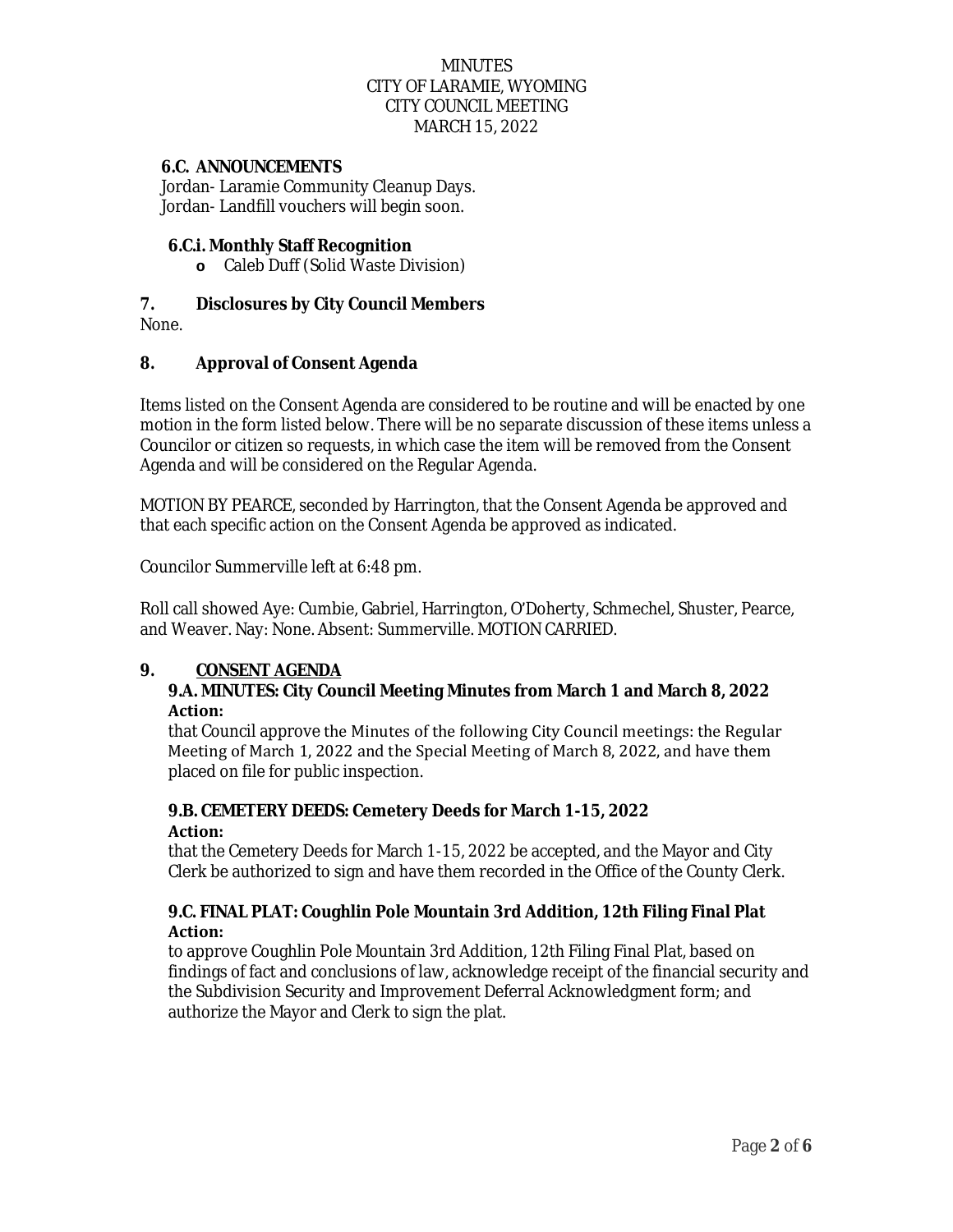MINUTES
CITY OF LARAMIE, WYOMING
CITY COUNCIL MEETING
MARCH 15, 2022

### 6.C. ANNOUNCEMENTS

Jordan- Laramie Community Cleanup Days.
Jordan- Landfill vouchers will begin soon.

#### 6.C.i. Monthly Staff Recognition

- Caleb Duff (Solid Waste Division)

## 7. Disclosures by City Council Members

None.

## 8. Approval of Consent Agenda

Items listed on the Consent Agenda are considered to be routine and will be enacted by one motion in the form listed below. There will be no separate discussion of these items unless a Councilor or citizen so requests, in which case the item will be removed from the Consent Agenda and will be considered on the Regular Agenda.

MOTION BY PEARCE, seconded by Harrington, that the Consent Agenda be approved and that each specific action on the Consent Agenda be approved as indicated.

Councilor Summerville left at 6:48 pm.

Roll call showed Aye: Cumbie, Gabriel, Harrington, O'Doherty, Schmechel, Shuster, Pearce, and Weaver. Nay: None. Absent: Summerville. MOTION CARRIED.

## 9. CONSENT AGENDA

### 9.A. MINUTES: City Council Meeting Minutes from March 1 and March 8, 2022

**Action:**

that Council approve the Minutes of the following City Council meetings: the Regular Meeting of March 1, 2022 and the Special Meeting of March 8, 2022, and have them placed on file for public inspection.

### 9.B. CEMETERY DEEDS: Cemetery Deeds for March 1-15, 2022

**Action:**

that the Cemetery Deeds for March 1-15, 2022 be accepted, and the Mayor and City Clerk be authorized to sign and have them recorded in the Office of the County Clerk.

### 9.C. FINAL PLAT: Coughlin Pole Mountain 3rd Addition, 12th Filing Final Plat

**Action:**

to approve Coughlin Pole Mountain 3rd Addition, 12th Filing Final Plat, based on findings of fact and conclusions of law, acknowledge receipt of the financial security and the Subdivision Security and Improvement Deferral Acknowledgment form; and authorize the Mayor and Clerk to sign the plat.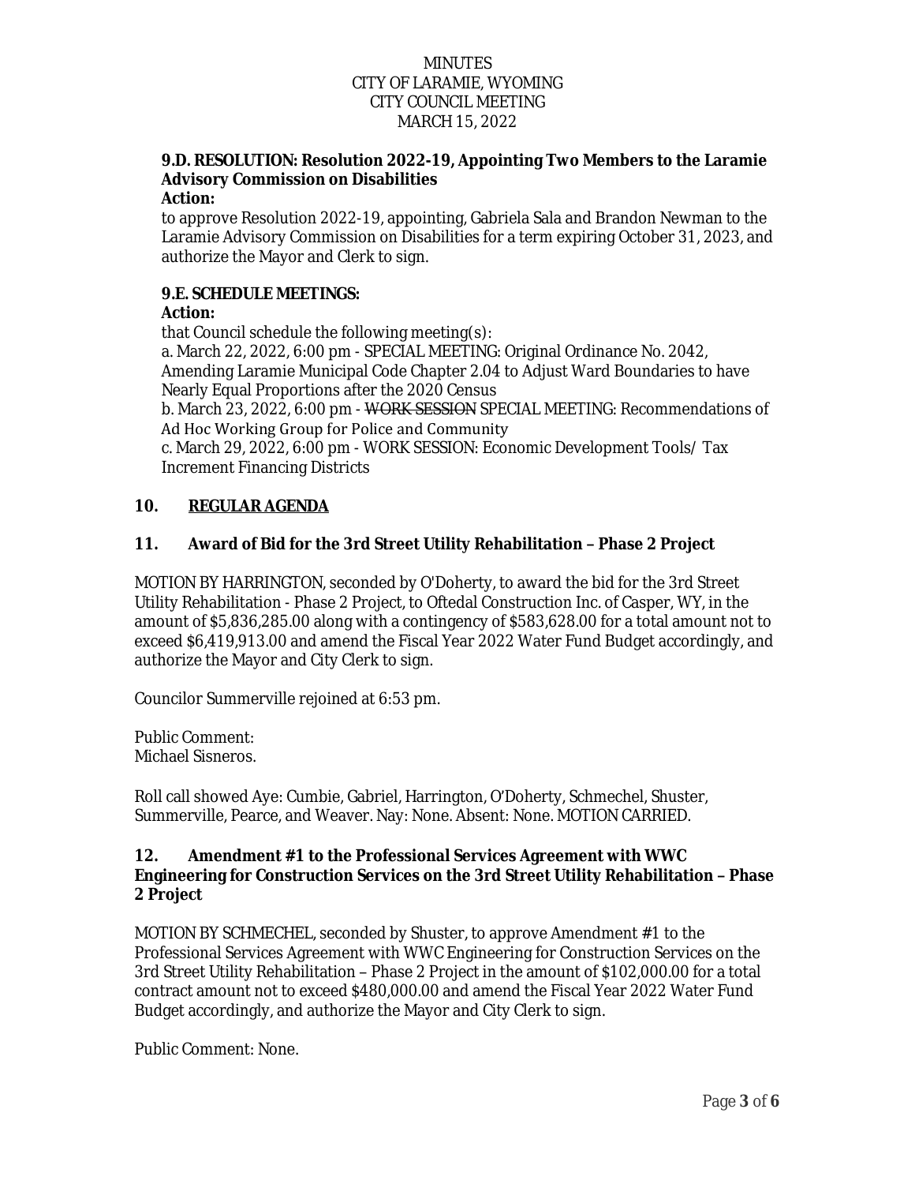MINUTES
CITY OF LARAMIE, WYOMING
CITY COUNCIL MEETING
MARCH 15, 2022

**9.D. RESOLUTION: Resolution 2022-19, Appointing Two Members to the Laramie Advisory Commission on Disabilities**
**Action:**
to approve Resolution 2022-19, appointing, Gabriela Sala and Brandon Newman to the Laramie Advisory Commission on Disabilities for a term expiring October 31, 2023, and authorize the Mayor and Clerk to sign.

**9.E. SCHEDULE MEETINGS:**
**Action:**
that Council schedule the following meeting(s):
a. March 22, 2022, 6:00 pm - SPECIAL MEETING: Original Ordinance No. 2042, Amending Laramie Municipal Code Chapter 2.04 to Adjust Ward Boundaries to have Nearly Equal Proportions after the 2020 Census
b. March 23, 2022, 6:00 pm - ~~WORK SESSION~~ SPECIAL MEETING: Recommendations of Ad Hoc Working Group for Police and Community
c. March 29, 2022, 6:00 pm - WORK SESSION: Economic Development Tools/ Tax Increment Financing Districts

## 10. <u>REGULAR AGENDA</u>

## 11. Award of Bid for the 3rd Street Utility Rehabilitation – Phase 2 Project

MOTION BY HARRINGTON, seconded by O'Doherty, to award the bid for the 3rd Street Utility Rehabilitation - Phase 2 Project, to Oftedal Construction Inc. of Casper, WY, in the amount of $5,836,285.00 along with a contingency of $583,628.00 for a total amount not to exceed $6,419,913.00 and amend the Fiscal Year 2022 Water Fund Budget accordingly, and authorize the Mayor and City Clerk to sign.

Councilor Summerville rejoined at 6:53 pm.

Public Comment:
Michael Sisneros.

Roll call showed Aye: Cumbie, Gabriel, Harrington, O'Doherty, Schmechel, Shuster, Summerville, Pearce, and Weaver. Nay: None. Absent: None. MOTION CARRIED.

## 12. Amendment #1 to the Professional Services Agreement with WWC Engineering for Construction Services on the 3rd Street Utility Rehabilitation – Phase 2 Project

MOTION BY SCHMECHEL, seconded by Shuster, to approve Amendment #1 to the Professional Services Agreement with WWC Engineering for Construction Services on the 3rd Street Utility Rehabilitation – Phase 2 Project in the amount of $102,000.00 for a total contract amount not to exceed $480,000.00 and amend the Fiscal Year 2022 Water Fund Budget accordingly, and authorize the Mayor and City Clerk to sign.

Public Comment: None.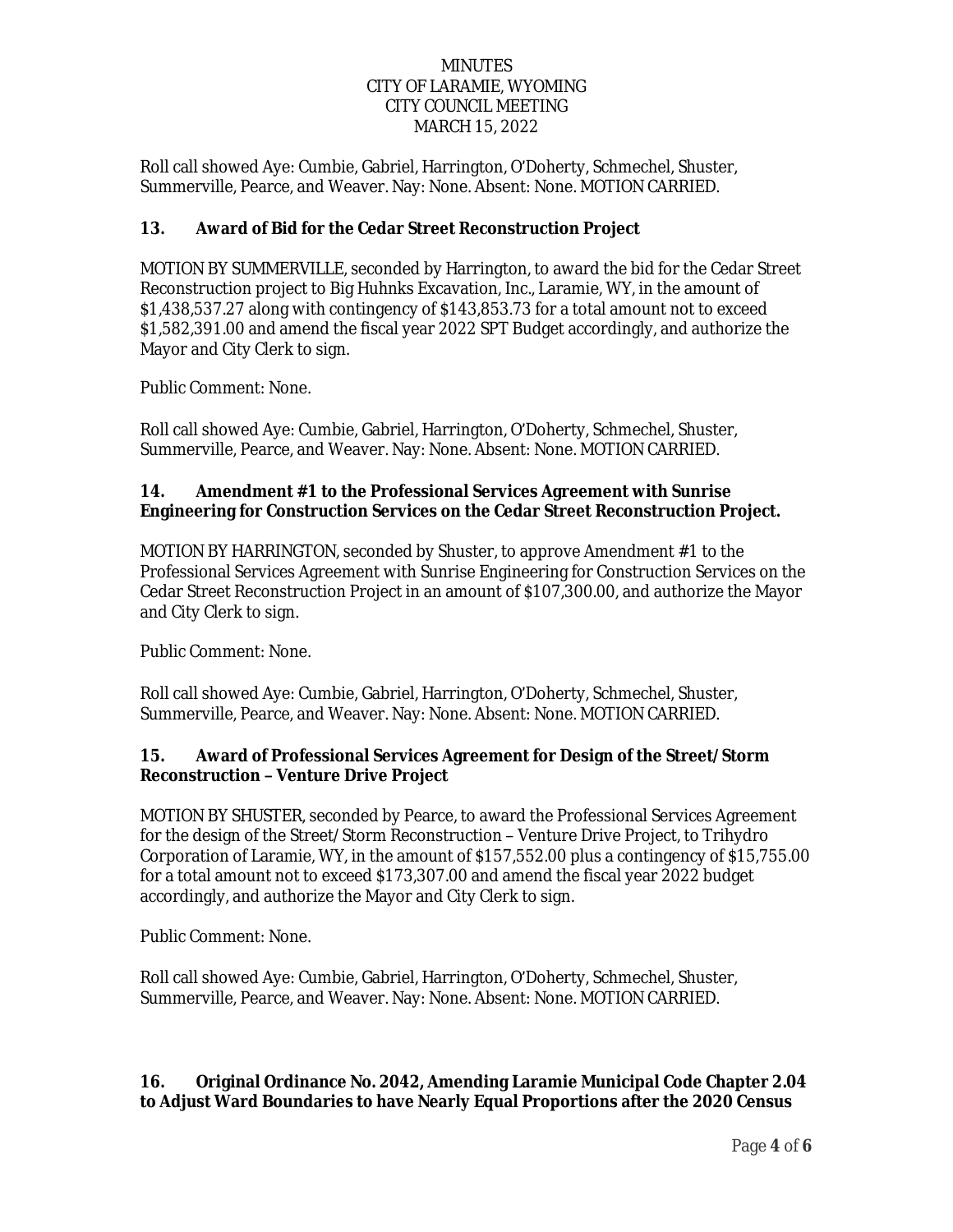Roll call showed Aye: Cumbie, Gabriel, Harrington, O'Doherty, Schmechel, Shuster, Summerville, Pearce, and Weaver. Nay: None. Absent: None. MOTION CARRIED.

**13. Award of Bid for the Cedar Street Reconstruction Project**

MOTION BY SUMMERVILLE, seconded by Harrington, to award the bid for the Cedar Street Reconstruction project to Big Huhnks Excavation, Inc., Laramie, WY, in the amount of $1,438,537.27 along with contingency of $143,853.73 for a total amount not to exceed $1,582,391.00 and amend the fiscal year 2022 SPT Budget accordingly, and authorize the Mayor and City Clerk to sign.

Public Comment: None.

Roll call showed Aye: Cumbie, Gabriel, Harrington, O'Doherty, Schmechel, Shuster, Summerville, Pearce, and Weaver. Nay: None. Absent: None. MOTION CARRIED.

**14. Amendment #1 to the Professional Services Agreement with Sunrise Engineering for Construction Services on the Cedar Street Reconstruction Project.**

MOTION BY HARRINGTON, seconded by Shuster, to approve Amendment #1 to the Professional Services Agreement with Sunrise Engineering for Construction Services on the Cedar Street Reconstruction Project in an amount of $107,300.00, and authorize the Mayor and City Clerk to sign.

Public Comment: None.

Roll call showed Aye: Cumbie, Gabriel, Harrington, O'Doherty, Schmechel, Shuster, Summerville, Pearce, and Weaver. Nay: None. Absent: None. MOTION CARRIED.

**15. Award of Professional Services Agreement for Design of the Street/Storm Reconstruction – Venture Drive Project**

MOTION BY SHUSTER, seconded by Pearce, to award the Professional Services Agreement for the design of the Street/Storm Reconstruction – Venture Drive Project, to Trihydro Corporation of Laramie, WY, in the amount of $157,552.00 plus a contingency of $15,755.00 for a total amount not to exceed $173,307.00 and amend the fiscal year 2022 budget accordingly, and authorize the Mayor and City Clerk to sign.

Public Comment: None.

Roll call showed Aye: Cumbie, Gabriel, Harrington, O'Doherty, Schmechel, Shuster, Summerville, Pearce, and Weaver. Nay: None. Absent: None. MOTION CARRIED.

**16. Original Ordinance No. 2042, Amending Laramie Municipal Code Chapter 2.04 to Adjust Ward Boundaries to have Nearly Equal Proportions after the 2020 Census**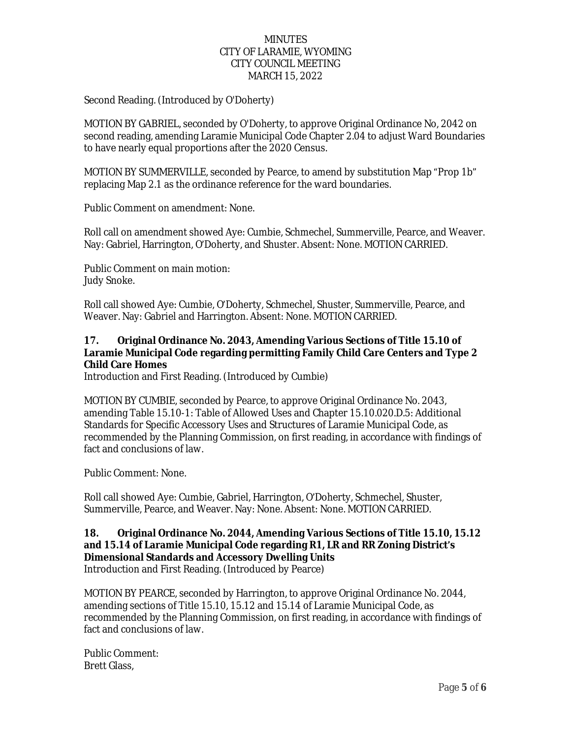Second Reading. (Introduced by O'Doherty)

MOTION BY GABRIEL, seconded by O'Doherty, to approve Original Ordinance No, 2042 on second reading, amending Laramie Municipal Code Chapter 2.04 to adjust Ward Boundaries to have nearly equal proportions after the 2020 Census.

MOTION BY SUMMERVILLE, seconded by Pearce, to amend by substitution Map "Prop 1b" replacing Map 2.1 as the ordinance reference for the ward boundaries.

Public Comment on amendment: None.

Roll call on amendment showed Aye: Cumbie, Schmechel, Summerville, Pearce, and Weaver. Nay: Gabriel, Harrington, O'Doherty, and Shuster. Absent: None. MOTION CARRIED.

Public Comment on main motion:
Judy Snoke.

Roll call showed Aye: Cumbie, O'Doherty, Schmechel, Shuster, Summerville, Pearce, and Weaver. Nay: Gabriel and Harrington. Absent: None. MOTION CARRIED.

**17. Original Ordinance No. 2043, Amending Various Sections of Title 15.10 of Laramie Municipal Code regarding permitting Family Child Care Centers and Type 2 Child Care Homes**
Introduction and First Reading. (Introduced by Cumbie)

MOTION BY CUMBIE, seconded by Pearce, to approve Original Ordinance No. 2043, amending Table 15.10-1: Table of Allowed Uses and Chapter 15.10.020.D.5: Additional Standards for Specific Accessory Uses and Structures of Laramie Municipal Code, as recommended by the Planning Commission, on first reading, in accordance with findings of fact and conclusions of law.

Public Comment: None.

Roll call showed Aye: Cumbie, Gabriel, Harrington, O'Doherty, Schmechel, Shuster, Summerville, Pearce, and Weaver. Nay: None. Absent: None. MOTION CARRIED.

**18. Original Ordinance No. 2044, Amending Various Sections of Title 15.10, 15.12 and 15.14 of Laramie Municipal Code regarding R1, LR and RR Zoning District's Dimensional Standards and Accessory Dwelling Units**
Introduction and First Reading. (Introduced by Pearce)

MOTION BY PEARCE, seconded by Harrington, to approve Original Ordinance No. 2044, amending sections of Title 15.10, 15.12 and 15.14 of Laramie Municipal Code, as recommended by the Planning Commission, on first reading, in accordance with findings of fact and conclusions of law.

Public Comment:
Brett Glass,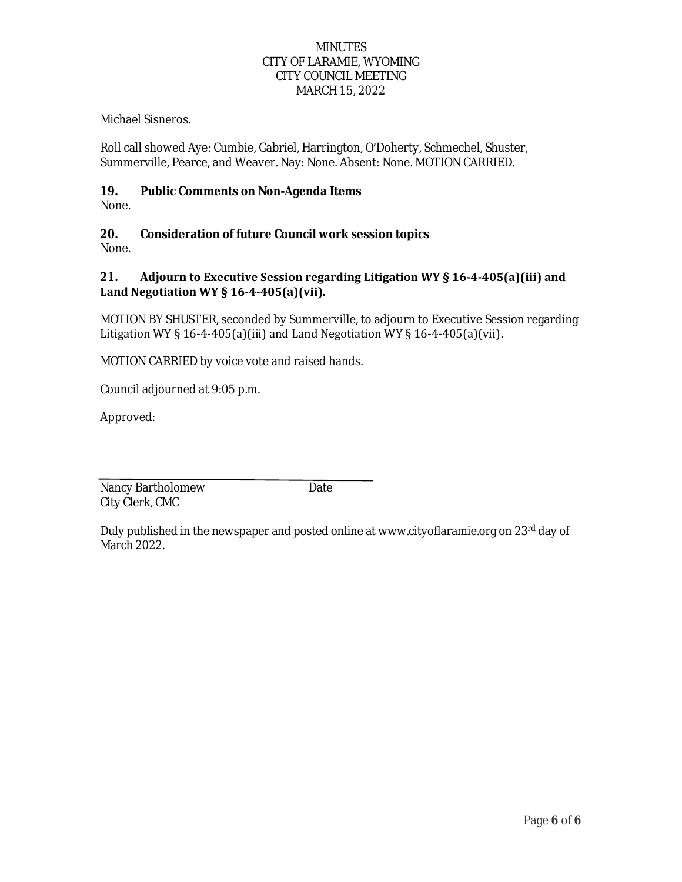MINUTES
CITY OF LARAMIE, WYOMING
CITY COUNCIL MEETING
MARCH 15, 2022

Michael Sisneros.

Roll call showed Aye: Cumbie, Gabriel, Harrington, O'Doherty, Schmechel, Shuster, Summerville, Pearce, and Weaver. Nay: None. Absent: None. MOTION CARRIED.

**19. Public Comments on Non-Agenda Items**
None.

**20. Consideration of future Council work session topics**
None.

**21. Adjourn to Executive Session regarding Litigation WY § 16-4-405(a)(iii) and Land Negotiation WY § 16-4-405(a)(vii).**

MOTION BY SHUSTER, seconded by Summerville, to adjourn to Executive Session regarding Litigation WY § 16-4-405(a)(iii) and Land Negotiation WY § 16-4-405(a)(vii).

MOTION CARRIED by voice vote and raised hands.

Council adjourned at 9:05 p.m.

Approved:

Nancy Bartholomew Date
City Clerk, CMC

Duly published in the newspaper and posted online at www.cityoflaramie.org on 23rd day of March 2022.